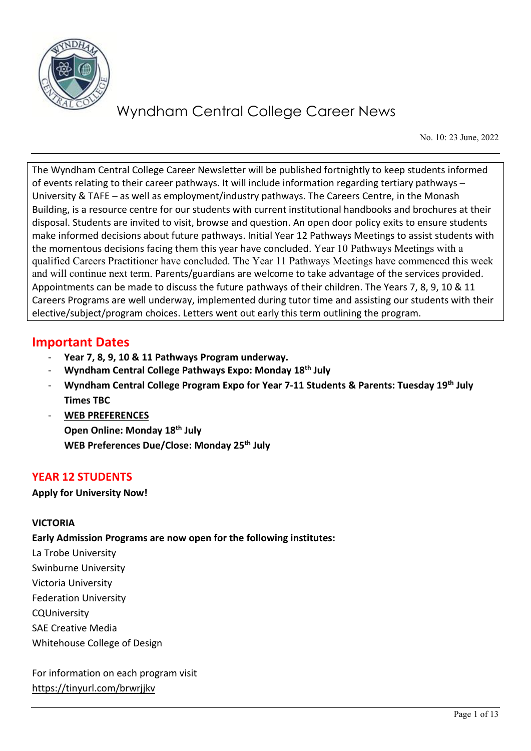# Wyndham Central College Career News

No. 10: 23 June, 2022

The Wyndham Central College Career Newsletter will be published fortnightly to keep students informed of events relating to their career pathways. It will include information regarding tertiary pathways – University & TAFE – as well as employment/industry pathways. The Careers Centre, in the Monash Building, is a resource centre for our students with current institutional handbooks and brochures at their disposal. Students are invited to visit, browse and question. An open door policy exits to ensure students make informed decisions about future pathways. Initial Year 12 Pathways Meetings to assist students with the momentous decisions facing them this year have concluded. Year 10 Pathways Meetings with a qualified Careers Practitioner have concluded. The Year 11 Pathways Meetings have commenced this week and will continue next term. Parents/guardians are welcome to take advantage of the services provided. Appointments can be made to discuss the future pathways of their children. The Years 7, 8, 9, 10 & 11 Careers Programs are well underway, implemented during tutor time and assisting our students with their elective/subject/program choices. Letters went out early this term outlining the program.

## Important Dates

- **Year 7, 8, 9, 10 & 11 Pathways Program underway.**
- **Wyndham Central College Pathways Expo: Monday 18th July**
- **Wyndham Central College Program Expo for Year 7-11 Students & Parents: Tuesday 19th July Times TBC**
- **WEB PREFERENCES**
  **Open Online: Monday 18th July**
  **WEB Preferences Due/Close: Monday 25th July**

## YEAR 12 STUDENTS

**Apply for University Now!**

**VICTORIA**

**Early Admission Programs are now open for the following institutes:**

La Trobe University
Swinburne University
Victoria University
Federation University
CQUniversity
SAE Creative Media
Whitehouse College of Design

For information on each program visit
https://tinyurl.com/brwrjjkv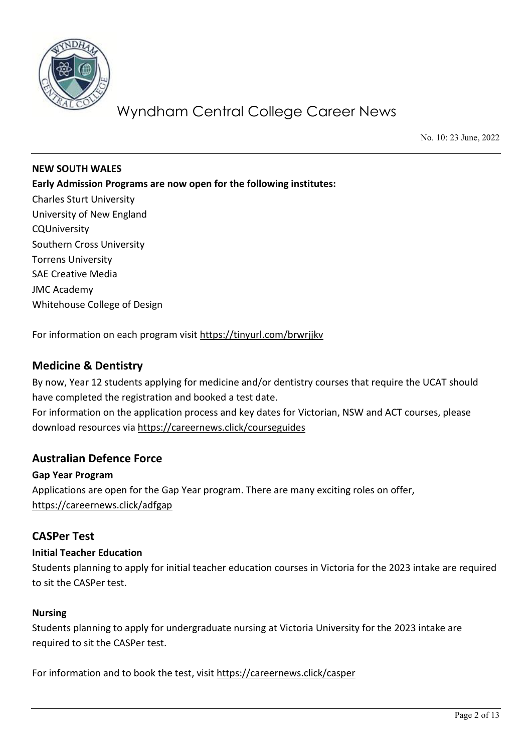**NEW SOUTH WALES**

**Early Admission Programs are now open for the following institutes:**

Charles Sturt University
University of New England
CQUniversity
Southern Cross University
Torrens University
SAE Creative Media
JMC Academy
Whitehouse College of Design

For information on each program visit https://tinyurl.com/brwrjjkv

## Medicine & Dentistry

By now, Year 12 students applying for medicine and/or dentistry courses that require the UCAT should have completed the registration and booked a test date.
For information on the application process and key dates for Victorian, NSW and ACT courses, please download resources via https://careernews.click/courseguides

## Australian Defence Force

**Gap Year Program**

Applications are open for the Gap Year program. There are many exciting roles on offer, https://careernews.click/adfgap

## CASPer Test

**Initial Teacher Education**

Students planning to apply for initial teacher education courses in Victoria for the 2023 intake are required to sit the CASPer test.

**Nursing**

Students planning to apply for undergraduate nursing at Victoria University for the 2023 intake are required to sit the CASPer test.

For information and to book the test, visit https://careernews.click/casper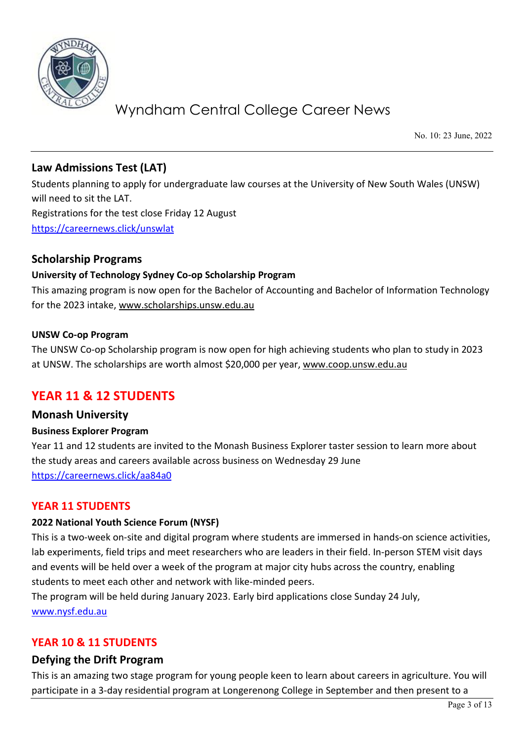## Law Admissions Test (LAT)

Students planning to apply for undergraduate law courses at the University of New South Wales (UNSW) will need to sit the LAT.

Registrations for the test close Friday 12 August

https://careernews.click/unswlat

## Scholarship Programs

### University of Technology Sydney Co-op Scholarship Program

This amazing program is now open for the Bachelor of Accounting and Bachelor of Information Technology for the 2023 intake, www.scholarships.unsw.edu.au

### UNSW Co-op Program

The UNSW Co-op Scholarship program is now open for high achieving students who plan to study in 2023 at UNSW. The scholarships are worth almost $20,000 per year, www.coop.unsw.edu.au

# YEAR 11 & 12 STUDENTS

## Monash University

### Business Explorer Program

Year 11 and 12 students are invited to the Monash Business Explorer taster session to learn more about the study areas and careers available across business on Wednesday 29 June

https://careernews.click/aa84a0

# YEAR 11 STUDENTS

### 2022 National Youth Science Forum (NYSF)

This is a two-week on-site and digital program where students are immersed in hands-on science activities, lab experiments, field trips and meet researchers who are leaders in their field. In-person STEM visit days and events will be held over a week of the program at major city hubs across the country, enabling students to meet each other and network with like-minded peers.

The program will be held during January 2023. Early bird applications close Sunday 24 July, www.nysf.edu.au

# YEAR 10 & 11 STUDENTS

## Defying the Drift Program

This is an amazing two stage program for young people keen to learn about careers in agriculture. You will participate in a 3-day residential program at Longerenong College in September and then present to a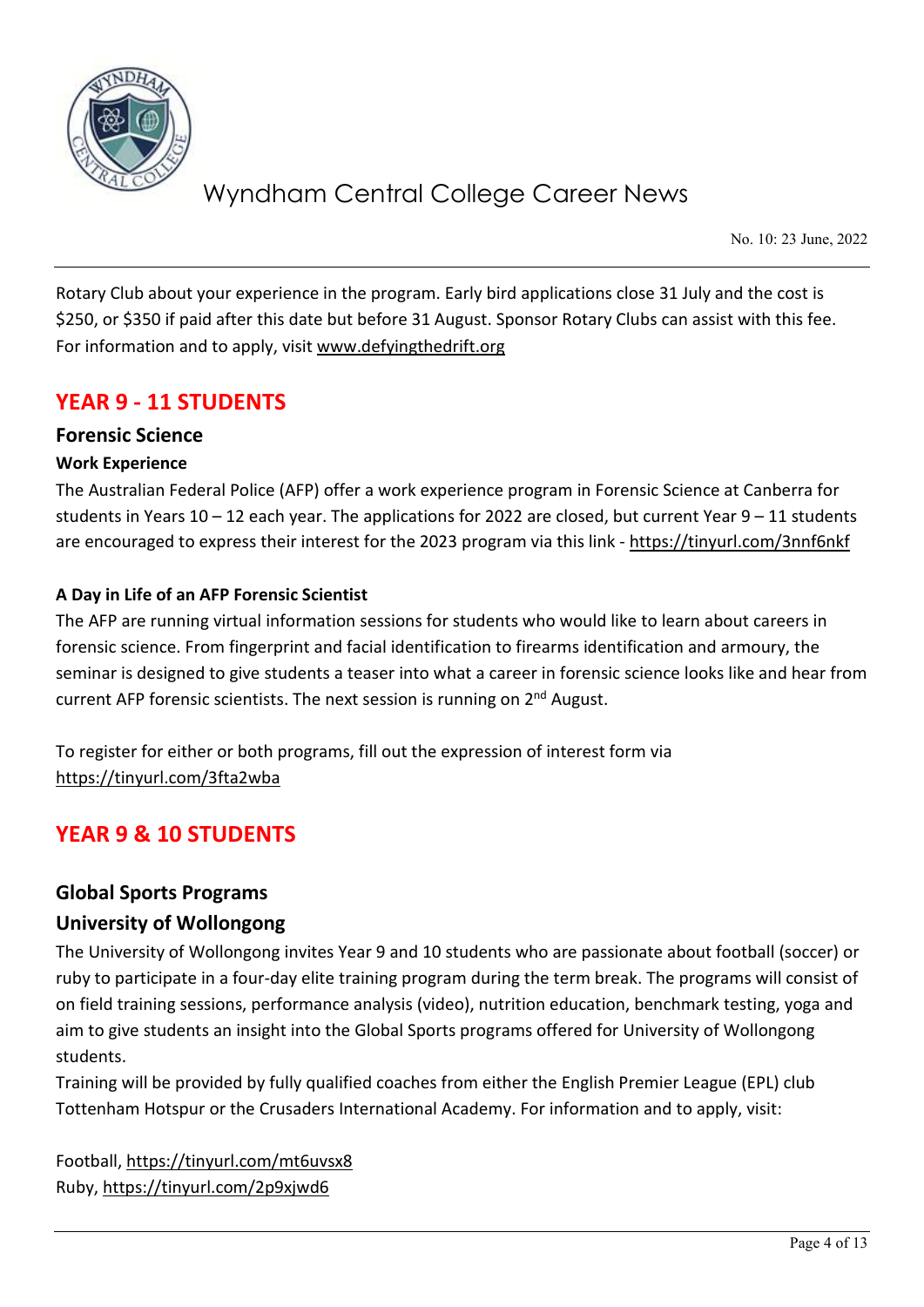Rotary Club about your experience in the program. Early bird applications close 31 July and the cost is $250, or $350 if paid after this date but before 31 August. Sponsor Rotary Clubs can assist with this fee. For information and to apply, visit www.defyingthedrift.org

## YEAR 9 - 11 STUDENTS

### Forensic Science

#### Work Experience

The Australian Federal Police (AFP) offer a work experience program in Forensic Science at Canberra for students in Years 10 – 12 each year. The applications for 2022 are closed, but current Year 9 – 11 students are encouraged to express their interest for the 2023 program via this link - https://tinyurl.com/3nnf6nkf

#### A Day in Life of an AFP Forensic Scientist

The AFP are running virtual information sessions for students who would like to learn about careers in forensic science. From fingerprint and facial identification to firearms identification and armoury, the seminar is designed to give students a teaser into what a career in forensic science looks like and hear from current AFP forensic scientists. The next session is running on 2nd August.

To register for either or both programs, fill out the expression of interest form via https://tinyurl.com/3fta2wba

## YEAR 9 & 10 STUDENTS

### Global Sports Programs

### University of Wollongong

The University of Wollongong invites Year 9 and 10 students who are passionate about football (soccer) or ruby to participate in a four-day elite training program during the term break. The programs will consist of on field training sessions, performance analysis (video), nutrition education, benchmark testing, yoga and aim to give students an insight into the Global Sports programs offered for University of Wollongong students.

Training will be provided by fully qualified coaches from either the English Premier League (EPL) club Tottenham Hotspur or the Crusaders International Academy. For information and to apply, visit:

Football, https://tinyurl.com/mt6uvsx8
Ruby, https://tinyurl.com/2p9xjwd6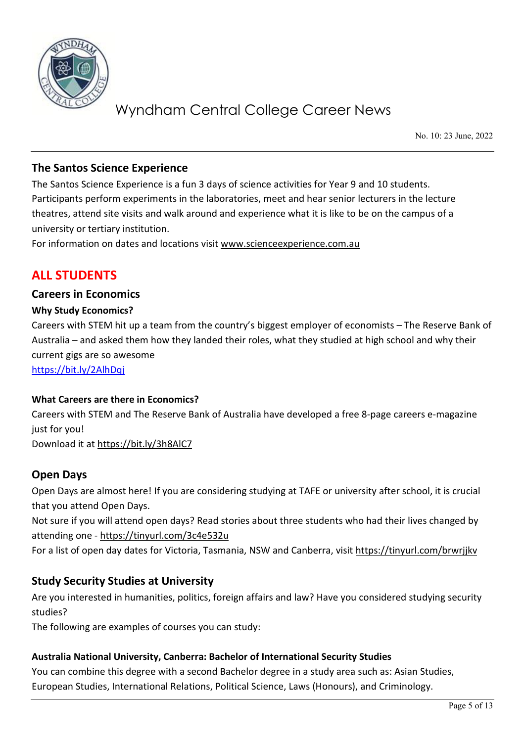## The Santos Science Experience

The Santos Science Experience is a fun 3 days of science activities for Year 9 and 10 students. Participants perform experiments in the laboratories, meet and hear senior lecturers in the lecture theatres, attend site visits and walk around and experience what it is like to be on the campus of a university or tertiary institution.

For information on dates and locations visit www.scienceexperience.com.au

# ALL STUDENTS

## Careers in Economics

### Why Study Economics?

Careers with STEM hit up a team from the country's biggest employer of economists – The Reserve Bank of Australia – and asked them how they landed their roles, what they studied at high school and why their current gigs are so awesome

https://bit.ly/2AlhDqj

### What Careers are there in Economics?

Careers with STEM and The Reserve Bank of Australia have developed a free 8-page careers e-magazine just for you!

Download it at https://bit.ly/3h8AlC7

## Open Days

Open Days are almost here! If you are considering studying at TAFE or university after school, it is crucial that you attend Open Days.

Not sure if you will attend open days? Read stories about three students who had their lives changed by attending one - https://tinyurl.com/3c4e532u

For a list of open day dates for Victoria, Tasmania, NSW and Canberra, visit https://tinyurl.com/brwrjjkv

## Study Security Studies at University

Are you interested in humanities, politics, foreign affairs and law? Have you considered studying security studies?

The following are examples of courses you can study:

### Australia National University, Canberra: Bachelor of International Security Studies

You can combine this degree with a second Bachelor degree in a study area such as: Asian Studies, European Studies, International Relations, Political Science, Laws (Honours), and Criminology.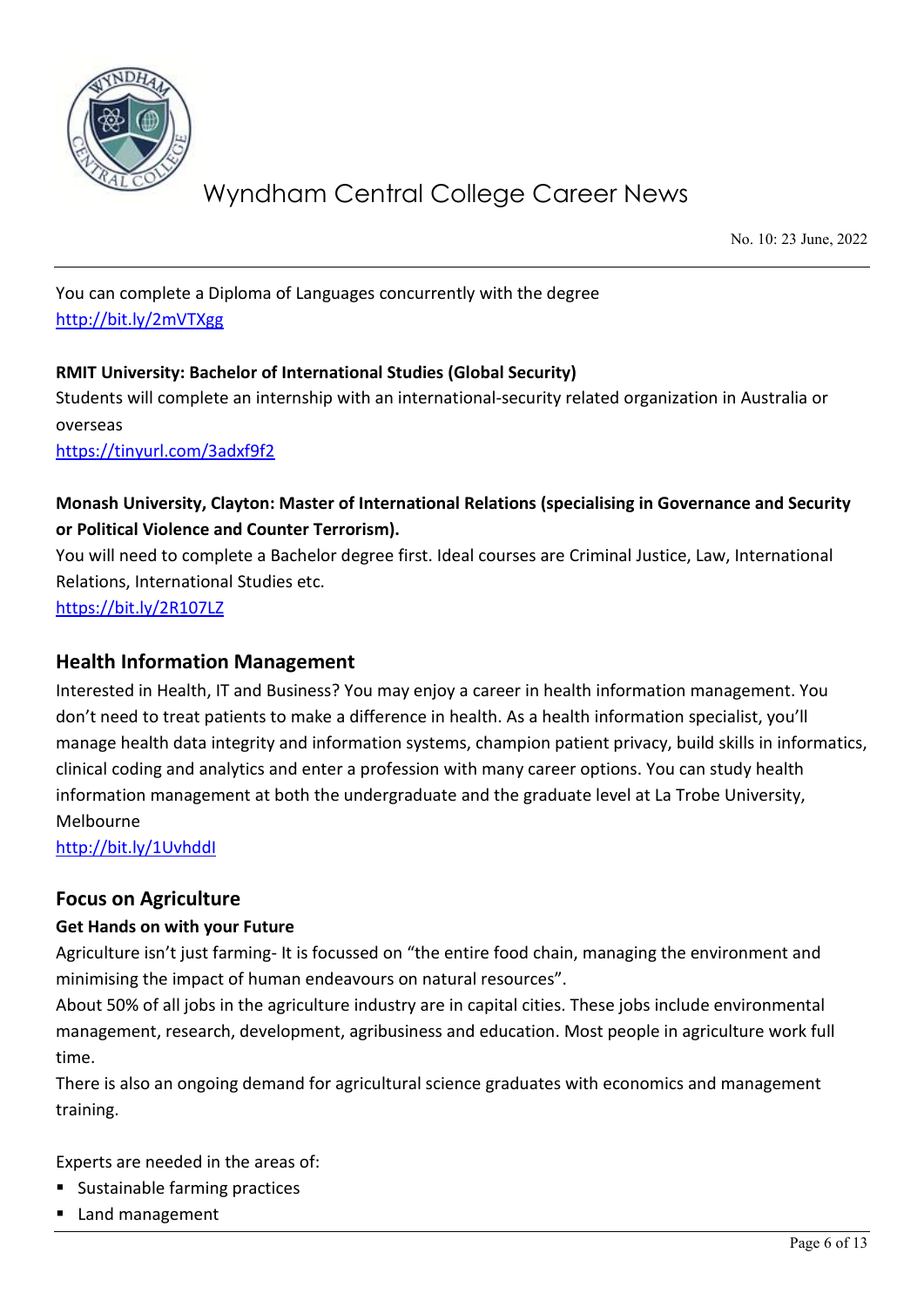You can complete a Diploma of Languages concurrently with the degree
http://bit.ly/2mVTXgg

**RMIT University: Bachelor of International Studies (Global Security)**
Students will complete an internship with an international-security related organization in Australia or overseas
https://tinyurl.com/3adxf9f2

**Monash University, Clayton: Master of International Relations (specialising in Governance and Security or Political Violence and Counter Terrorism).**
You will need to complete a Bachelor degree first. Ideal courses are Criminal Justice, Law, International Relations, International Studies etc.
https://bit.ly/2R107LZ

## Health Information Management

Interested in Health, IT and Business? You may enjoy a career in health information management. You don't need to treat patients to make a difference in health. As a health information specialist, you'll manage health data integrity and information systems, champion patient privacy, build skills in informatics, clinical coding and analytics and enter a profession with many career options. You can study health information management at both the undergraduate and the graduate level at La Trobe University, Melbourne
http://bit.ly/1UvhddI

## Focus on Agriculture

### Get Hands on with your Future

Agriculture isn't just farming- It is focussed on "the entire food chain, managing the environment and minimising the impact of human endeavours on natural resources".
About 50% of all jobs in the agriculture industry are in capital cities. These jobs include environmental management, research, development, agribusiness and education. Most people in agriculture work full time.
There is also an ongoing demand for agricultural science graduates with economics and management training.

Experts are needed in the areas of:

- Sustainable farming practices
- Land management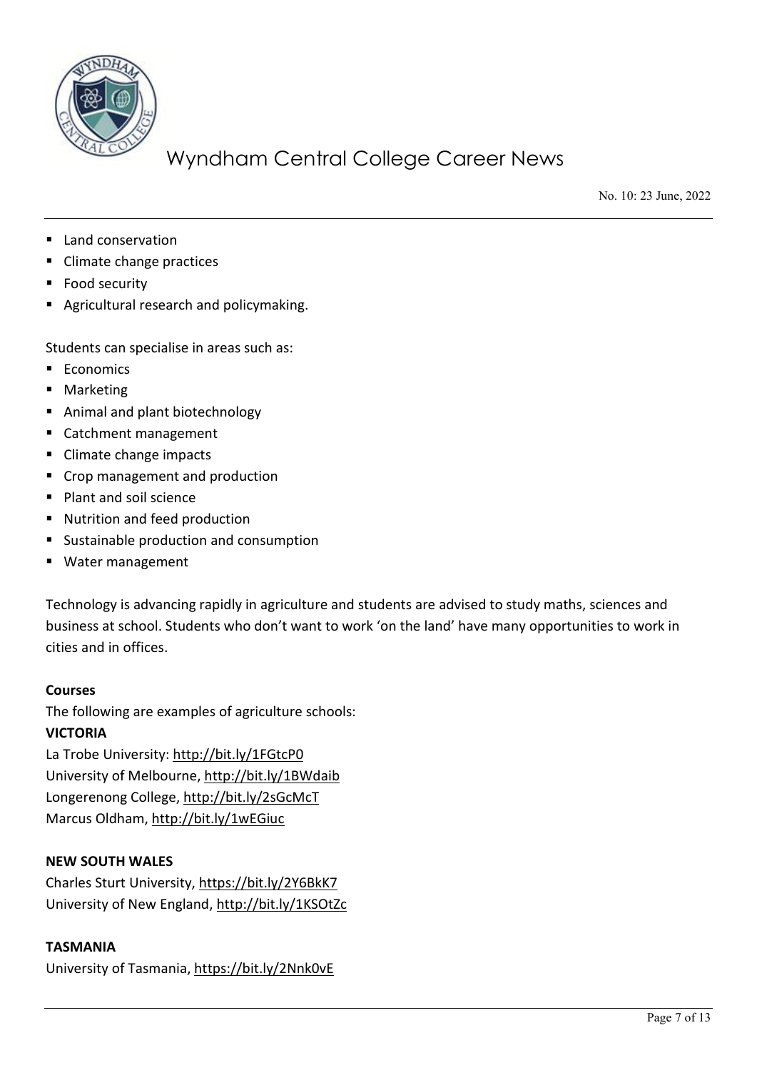- Land conservation
- Climate change practices
- Food security
- Agricultural research and policymaking.

Students can specialise in areas such as:

- Economics
- Marketing
- Animal and plant biotechnology
- Catchment management
- Climate change impacts
- Crop management and production
- Plant and soil science
- Nutrition and feed production
- Sustainable production and consumption
- Water management

Technology is advancing rapidly in agriculture and students are advised to study maths, sciences and business at school. Students who don't want to work 'on the land' have many opportunities to work in cities and in offices.

**Courses**

The following are examples of agriculture schools:

**VICTORIA**

La Trobe University: http://bit.ly/1FGtcP0
University of Melbourne, http://bit.ly/1BWdaib
Longerenong College, http://bit.ly/2sGcMcT
Marcus Oldham, http://bit.ly/1wEGiuc

**NEW SOUTH WALES**

Charles Sturt University, https://bit.ly/2Y6BkK7
University of New England, http://bit.ly/1KSOtZc

**TASMANIA**

University of Tasmania, https://bit.ly/2Nnk0vE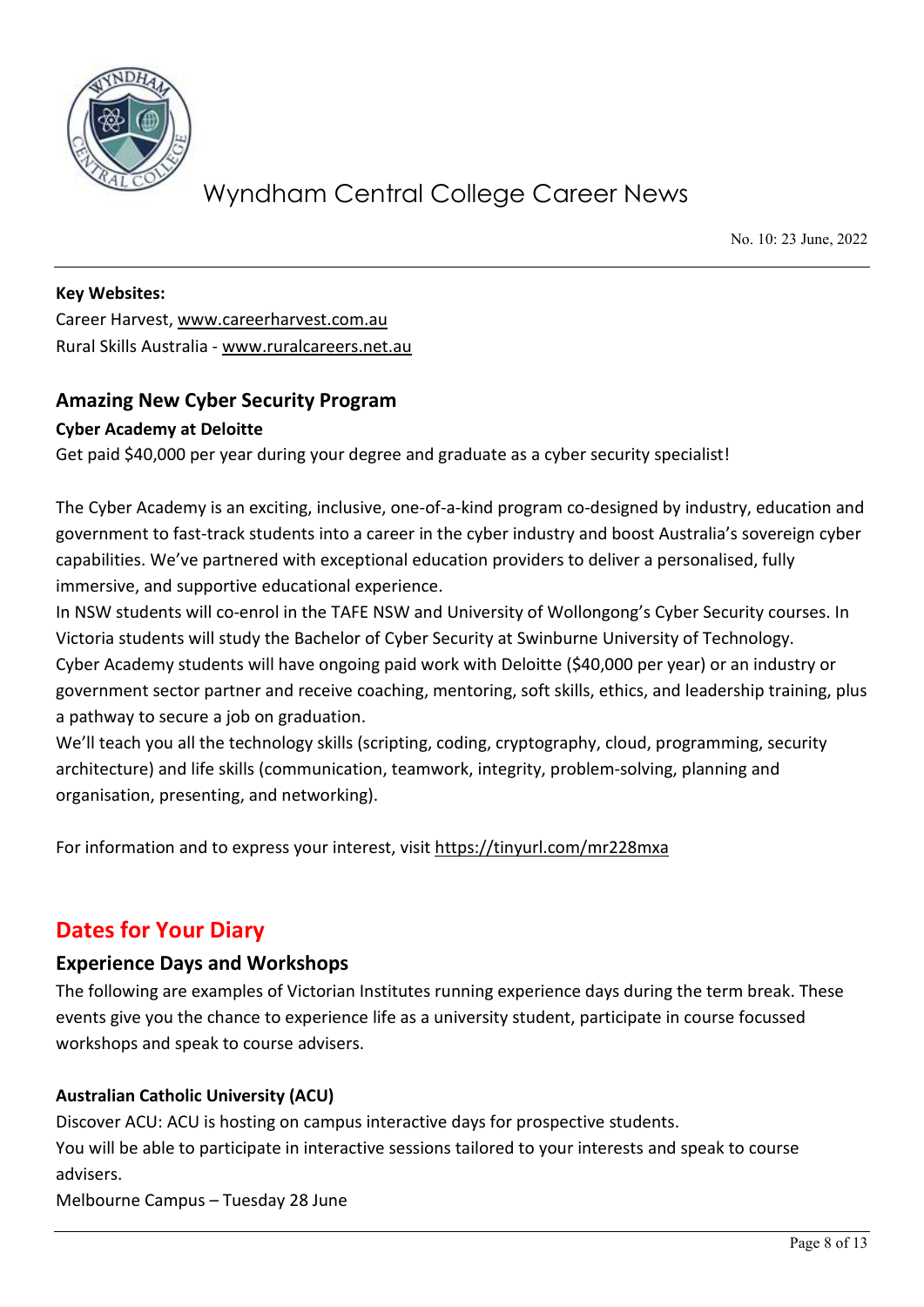**Key Websites:**

Career Harvest, www.careerharvest.com.au
Rural Skills Australia - www.ruralcareers.net.au

## Amazing New Cyber Security Program

**Cyber Academy at Deloitte**

Get paid $40,000 per year during your degree and graduate as a cyber security specialist!

The Cyber Academy is an exciting, inclusive, one-of-a-kind program co-designed by industry, education and government to fast-track students into a career in the cyber industry and boost Australia's sovereign cyber capabilities. We've partnered with exceptional education providers to deliver a personalised, fully immersive, and supportive educational experience.

In NSW students will co-enrol in the TAFE NSW and University of Wollongong's Cyber Security courses. In Victoria students will study the Bachelor of Cyber Security at Swinburne University of Technology.

Cyber Academy students will have ongoing paid work with Deloitte ($40,000 per year) or an industry or government sector partner and receive coaching, mentoring, soft skills, ethics, and leadership training, plus a pathway to secure a job on graduation.

We'll teach you all the technology skills (scripting, coding, cryptography, cloud, programming, security architecture) and life skills (communication, teamwork, integrity, problem-solving, planning and organisation, presenting, and networking).

For information and to express your interest, visit https://tinyurl.com/mr228mxa

# Dates for Your Diary

## Experience Days and Workshops

The following are examples of Victorian Institutes running experience days during the term break. These events give you the chance to experience life as a university student, participate in course focussed workshops and speak to course advisers.

**Australian Catholic University (ACU)**

Discover ACU: ACU is hosting on campus interactive days for prospective students.

You will be able to participate in interactive sessions tailored to your interests and speak to course advisers.

Melbourne Campus – Tuesday 28 June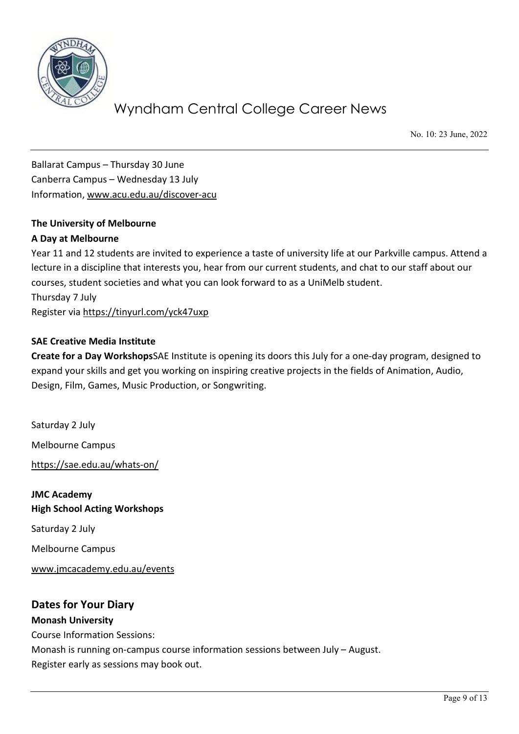Ballarat Campus – Thursday 30 June
Canberra Campus – Wednesday 13 July
Information, www.acu.edu.au/discover-acu

**The University of Melbourne**
**A Day at Melbourne**
Year 11 and 12 students are invited to experience a taste of university life at our Parkville campus. Attend a lecture in a discipline that interests you, hear from our current students, and chat to our staff about our courses, student societies and what you can look forward to as a UniMelb student.
Thursday 7 July
Register via https://tinyurl.com/yck47uxp

**SAE Creative Media Institute**
**Create for a Day Workshops**SAE Institute is opening its doors this July for a one-day program, designed to expand your skills and get you working on inspiring creative projects in the fields of Animation, Audio, Design, Film, Games, Music Production, or Songwriting.

Saturday 2 July

Melbourne Campus

https://sae.edu.au/whats-on/

**JMC Academy**
**High School Acting Workshops**

Saturday 2 July

Melbourne Campus

www.jmcacademy.edu.au/events

## Dates for Your Diary

**Monash University**
Course Information Sessions:
Monash is running on-campus course information sessions between July – August.
Register early as sessions may book out.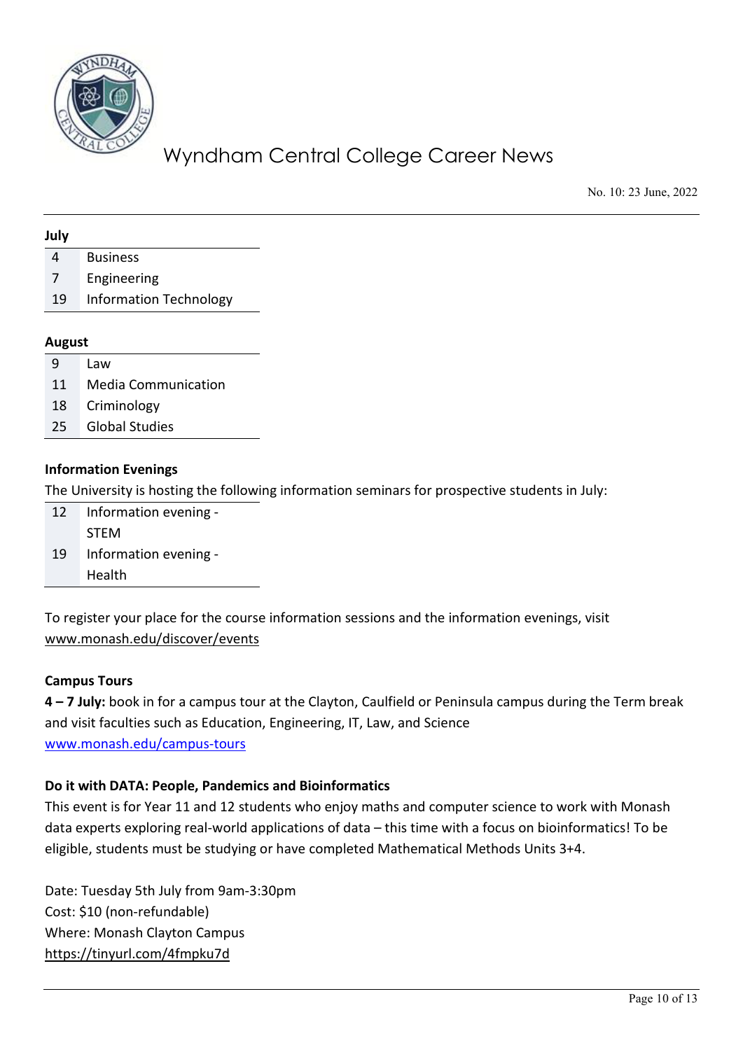**July**

| | |
|---|---|
| 4 | Business |
| 7 | Engineering |
| 19 | Information Technology |

**August**

| | |
|---|---|
| 9 | Law |
| 11 | Media Communication |
| 18 | Criminology |
| 25 | Global Studies |

**Information Evenings**

The University is hosting the following information seminars for prospective students in July:

| | |
|---|---|
| 12 | Information evening - STEM |
| 19 | Information evening - Health |

To register your place for the course information sessions and the information evenings, visit www.monash.edu/discover/events

**Campus Tours**

**4 – 7 July:** book in for a campus tour at the Clayton, Caulfield or Peninsula campus during the Term break and visit faculties such as Education, Engineering, IT, Law, and Science
www.monash.edu/campus-tours

**Do it with DATA: People, Pandemics and Bioinformatics**

This event is for Year 11 and 12 students who enjoy maths and computer science to work with Monash data experts exploring real-world applications of data – this time with a focus on bioinformatics! To be eligible, students must be studying or have completed Mathematical Methods Units 3+4.

Date: Tuesday 5th July from 9am-3:30pm
Cost: $10 (non-refundable)
Where: Monash Clayton Campus
https://tinyurl.com/4fmpku7d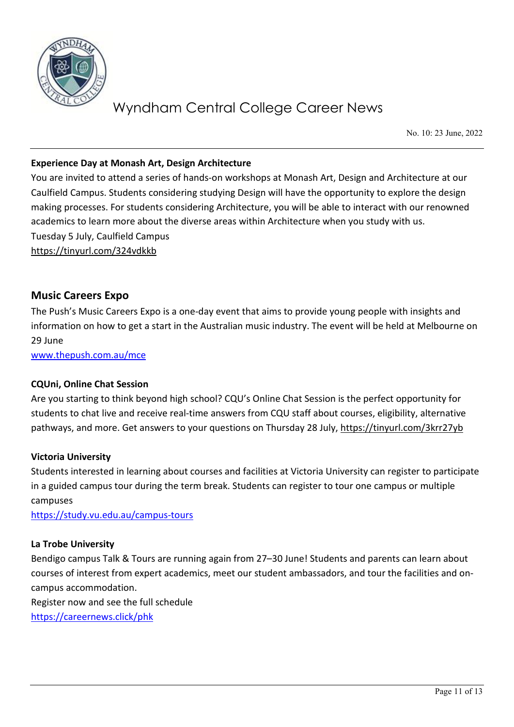**Experience Day at Monash Art, Design Architecture**

You are invited to attend a series of hands-on workshops at Monash Art, Design and Architecture at our Caulfield Campus. Students considering studying Design will have the opportunity to explore the design making processes. For students considering Architecture, you will be able to interact with our renowned academics to learn more about the diverse areas within Architecture when you study with us.

Tuesday 5 July, Caulfield Campus

https://tinyurl.com/324vdkkb

## Music Careers Expo

The Push's Music Careers Expo is a one-day event that aims to provide young people with insights and information on how to get a start in the Australian music industry. The event will be held at Melbourne on 29 June

www.thepush.com.au/mce

**CQUni, Online Chat Session**

Are you starting to think beyond high school? CQU's Online Chat Session is the perfect opportunity for students to chat live and receive real-time answers from CQU staff about courses, eligibility, alternative pathways, and more. Get answers to your questions on Thursday 28 July, https://tinyurl.com/3krr27yb

**Victoria University**

Students interested in learning about courses and facilities at Victoria University can register to participate in a guided campus tour during the term break. Students can register to tour one campus or multiple campuses

https://study.vu.edu.au/campus-tours

**La Trobe University**

Bendigo campus Talk & Tours are running again from 27–30 June! Students and parents can learn about courses of interest from expert academics, meet our student ambassadors, and tour the facilities and on-campus accommodation.

Register now and see the full schedule

https://careernews.click/phk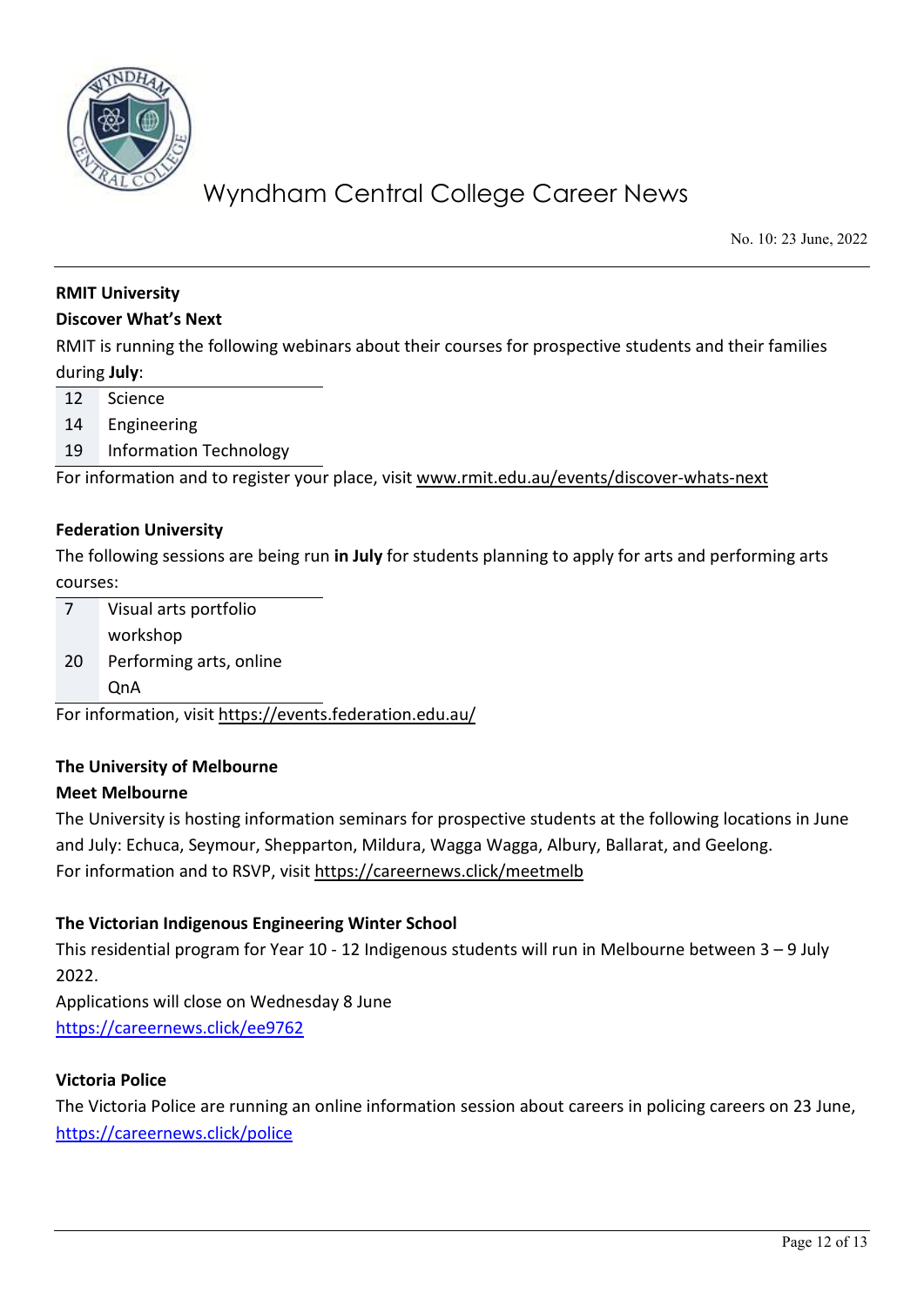**RMIT University**

**Discover What's Next**

RMIT is running the following webinars about their courses for prospective students and their families during **July**:

| | |
|---|---|
| 12 | Science |
| 14 | Engineering |
| 19 | Information Technology |

For information and to register your place, visit www.rmit.edu.au/events/discover-whats-next

**Federation University**

The following sessions are being run **in July** for students planning to apply for arts and performing arts courses:

| | |
|---|---|
| 7 | Visual arts portfolio workshop |
| 20 | Performing arts, online QnA |

For information, visit https://events.federation.edu.au/

**The University of Melbourne**

**Meet Melbourne**

The University is hosting information seminars for prospective students at the following locations in June and July: Echuca, Seymour, Shepparton, Mildura, Wagga Wagga, Albury, Ballarat, and Geelong.
For information and to RSVP, visit https://careernews.click/meetmelb

**The Victorian Indigenous Engineering Winter School**

This residential program for Year 10 - 12 Indigenous students will run in Melbourne between 3 – 9 July 2022.
Applications will close on Wednesday 8 June
https://careernews.click/ee9762

**Victoria Police**

The Victoria Police are running an online information session about careers in policing careers on 23 June, https://careernews.click/police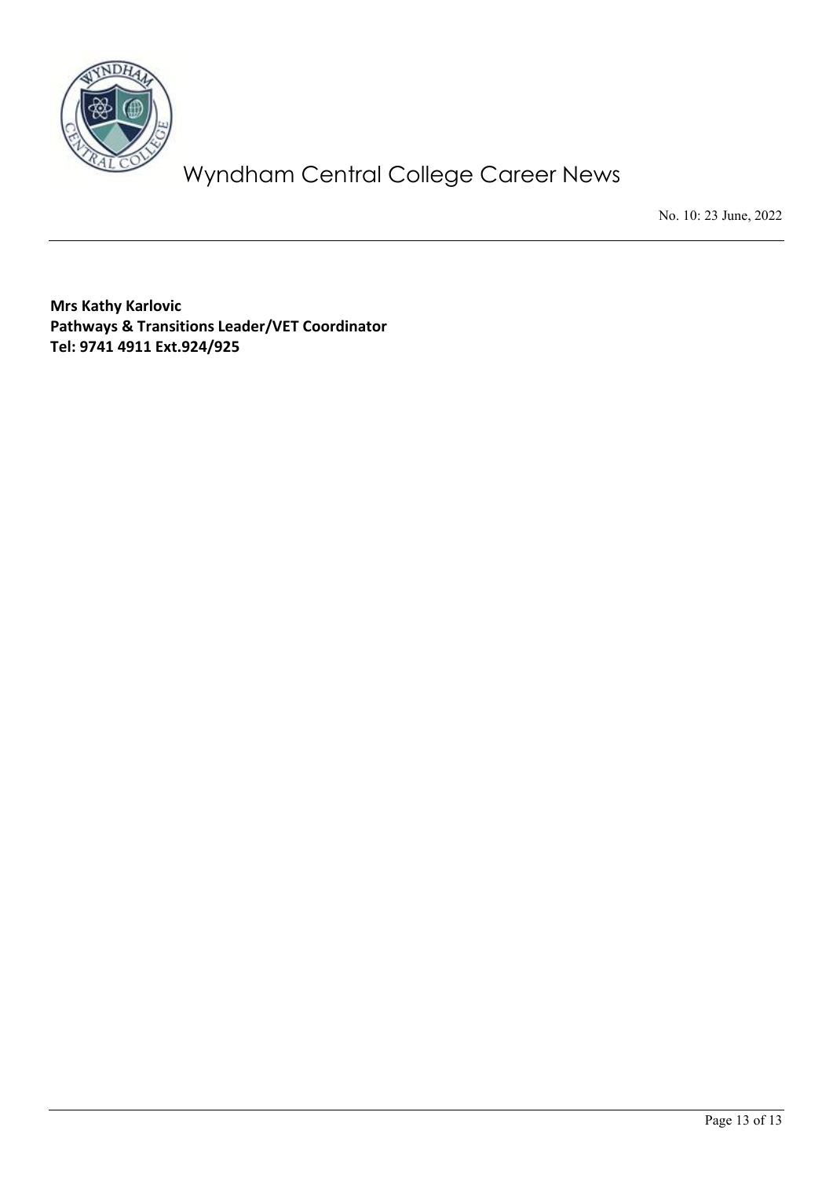**Mrs Kathy Karlovic**
**Pathways & Transitions Leader/VET Coordinator**
**Tel: 9741 4911 Ext.924/925**